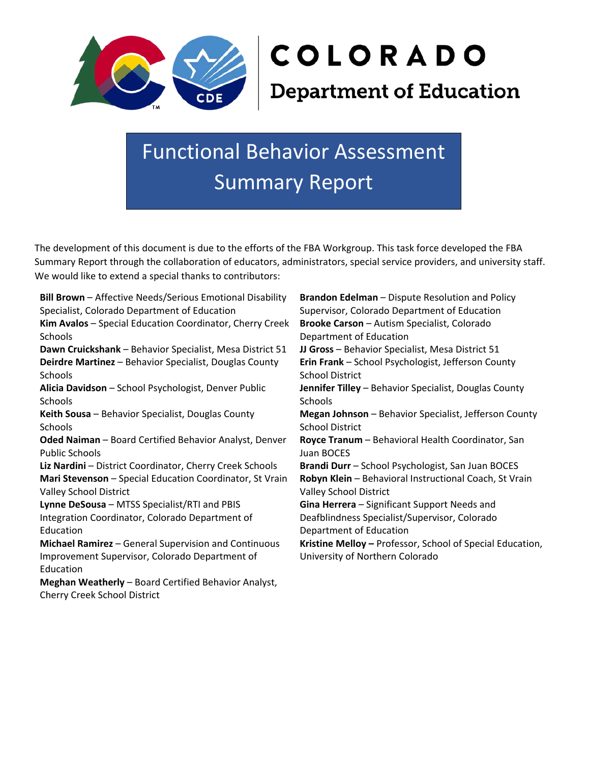# COLORADO Department of Education

# Functional Behavior Assessment Summary Report

The development of this document is due to the efforts of the FBA Workgroup. This task force developed the FBA Summary Report through the collaboration of educators, administrators, special service providers, and university staff. We would like to extend a special thanks to contributors:

**Bill Brown** – Affective Needs/Serious Emotional Disability Specialist, Colorado Department of Education
**Kim Avalos** – Special Education Coordinator, Cherry Creek Schools
**Dawn Cruickshank** – Behavior Specialist, Mesa District 51
**Deirdre Martinez** – Behavior Specialist, Douglas County Schools
**Alicia Davidson** – School Psychologist, Denver Public Schools
**Keith Sousa** – Behavior Specialist, Douglas County Schools
**Oded Naiman** – Board Certified Behavior Analyst, Denver Public Schools
**Liz Nardini** – District Coordinator, Cherry Creek Schools
**Mari Stevenson** – Special Education Coordinator, St Vrain Valley School District
**Lynne DeSousa** – MTSS Specialist/RTI and PBIS Integration Coordinator, Colorado Department of Education
**Michael Ramirez** – General Supervision and Continuous Improvement Supervisor, Colorado Department of Education
**Meghan Weatherly** – Board Certified Behavior Analyst, Cherry Creek School District
**Brandon Edelman** – Dispute Resolution and Policy Supervisor, Colorado Department of Education
**Brooke Carson** – Autism Specialist, Colorado Department of Education
**JJ Gross** – Behavior Specialist, Mesa District 51
**Erin Frank** – School Psychologist, Jefferson County School District
**Jennifer Tilley** – Behavior Specialist, Douglas County Schools
**Megan Johnson** – Behavior Specialist, Jefferson County School District
**Royce Tranum** – Behavioral Health Coordinator, San Juan BOCES
**Brandi Durr** – School Psychologist, San Juan BOCES
**Robyn Klein** – Behavioral Instructional Coach, St Vrain Valley School District
**Gina Herrera** – Significant Support Needs and Deafblindness Specialist/Supervisor, Colorado Department of Education
**Kristine Melloy –** Professor, School of Special Education, University of Northern Colorado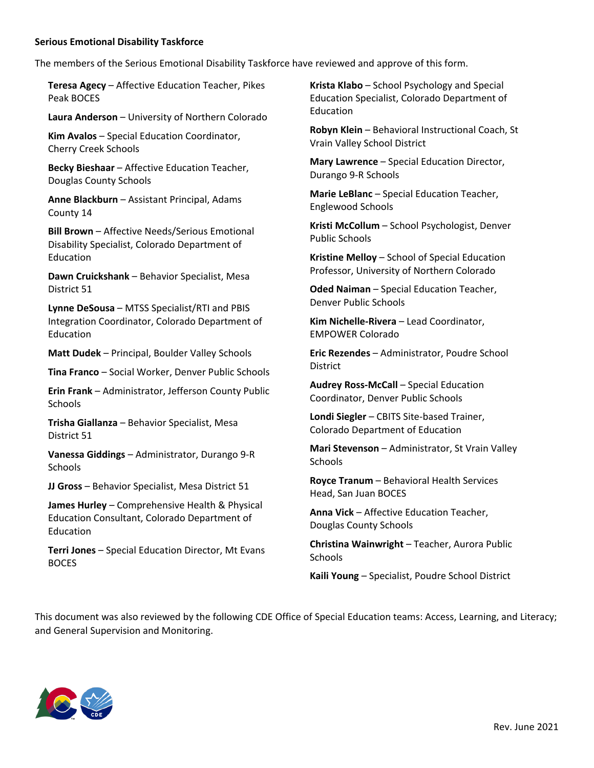**Serious Emotional Disability Taskforce**

The members of the Serious Emotional Disability Taskforce have reviewed and approve of this form.

**Teresa Agecy** – Affective Education Teacher, Pikes Peak BOCES

**Laura Anderson** – University of Northern Colorado

**Kim Avalos** – Special Education Coordinator, Cherry Creek Schools

**Becky Bieshaar** – Affective Education Teacher, Douglas County Schools

**Anne Blackburn** – Assistant Principal, Adams County 14

**Bill Brown** – Affective Needs/Serious Emotional Disability Specialist, Colorado Department of Education

**Dawn Cruickshank** – Behavior Specialist, Mesa District 51

**Lynne DeSousa** – MTSS Specialist/RTI and PBIS Integration Coordinator, Colorado Department of Education

**Matt Dudek** – Principal, Boulder Valley Schools

**Tina Franco** – Social Worker, Denver Public Schools

**Erin Frank** – Administrator, Jefferson County Public Schools

**Trisha Giallanza** – Behavior Specialist, Mesa District 51

**Vanessa Giddings** – Administrator, Durango 9-R Schools

**JJ Gross** – Behavior Specialist, Mesa District 51

**James Hurley** – Comprehensive Health & Physical Education Consultant, Colorado Department of Education

**Terri Jones** – Special Education Director, Mt Evans BOCES

**Krista Klabo** – School Psychology and Special Education Specialist, Colorado Department of Education

**Robyn Klein** – Behavioral Instructional Coach, St Vrain Valley School District

**Mary Lawrence** – Special Education Director, Durango 9-R Schools

**Marie LeBlanc** – Special Education Teacher, Englewood Schools

**Kristi McCollum** – School Psychologist, Denver Public Schools

**Kristine Melloy** – School of Special Education Professor, University of Northern Colorado

**Oded Naiman** – Special Education Teacher, Denver Public Schools

**Kim Nichelle-Rivera** – Lead Coordinator, EMPOWER Colorado

**Eric Rezendes** – Administrator, Poudre School District

**Audrey Ross-McCall** – Special Education Coordinator, Denver Public Schools

**Londi Siegler** – CBITS Site-based Trainer, Colorado Department of Education

**Mari Stevenson** – Administrator, St Vrain Valley Schools

**Royce Tranum** – Behavioral Health Services Head, San Juan BOCES

**Anna Vick** – Affective Education Teacher, Douglas County Schools

**Christina Wainwright** – Teacher, Aurora Public Schools

**Kaili Young** – Specialist, Poudre School District

This document was also reviewed by the following CDE Office of Special Education teams: Access, Learning, and Literacy; and General Supervision and Monitoring.

Rev. June 2021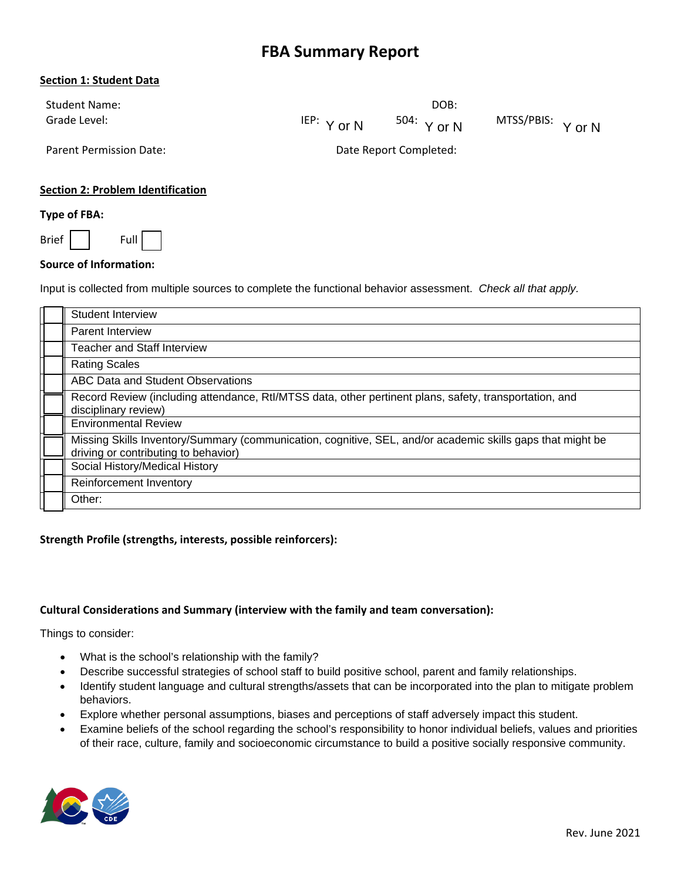# FBA Summary Report

**Section 1: Student Data**

Student Name: DOB:

Grade Level: IEP: Y or N 504: Y or N MTSS/PBIS: Y or N

Parent Permission Date: Date Report Completed:

**Section 2: Problem Identification**

**Type of FBA:**

Brief ☐ Full ☐

**Source of Information:**

Input is collected from multiple sources to complete the functional behavior assessment. *Check all that apply.*

| | |
|---|---|
| ☐ | Student Interview |
| ☐ | Parent Interview |
| ☐ | Teacher and Staff Interview |
| ☐ | Rating Scales |
| ☐ | ABC Data and Student Observations |
| ☐ | Record Review (including attendance, RtI/MTSS data, other pertinent plans, safety, transportation, and disciplinary review) |
| ☐ | Environmental Review |
| ☐ | Missing Skills Inventory/Summary (communication, cognitive, SEL, and/or academic skills gaps that might be driving or contributing to behavior) |
| ☐ | Social History/Medical History |
| ☐ | Reinforcement Inventory |
| ☐ | Other: |

**Strength Profile (strengths, interests, possible reinforcers):**

**Cultural Considerations and Summary (interview with the family and team conversation):**

Things to consider:

- What is the school's relationship with the family?
- Describe successful strategies of school staff to build positive school, parent and family relationships.
- Identify student language and cultural strengths/assets that can be incorporated into the plan to mitigate problem behaviors.
- Explore whether personal assumptions, biases and perceptions of staff adversely impact this student.
- Examine beliefs of the school regarding the school's responsibility to honor individual beliefs, values and priorities of their race, culture, family and socioeconomic circumstance to build a positive socially responsive community.

Rev. June 2021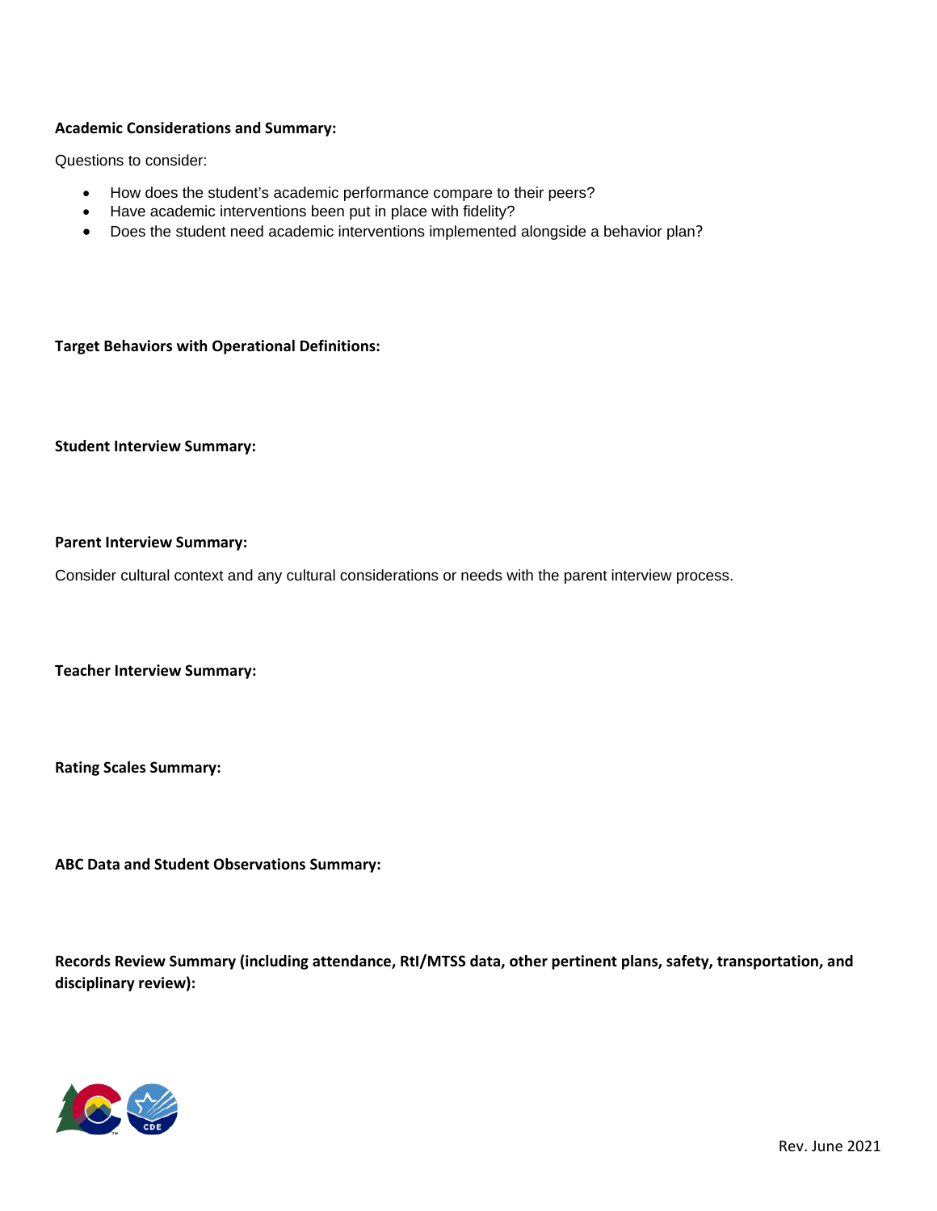**Academic Considerations and Summary:**

Questions to consider:

- How does the student's academic performance compare to their peers?
- Have academic interventions been put in place with fidelity?
- Does the student need academic interventions implemented alongside a behavior plan?

**Target Behaviors with Operational Definitions:**

**Student Interview Summary:**

**Parent Interview Summary:**

Consider cultural context and any cultural considerations or needs with the parent interview process.

**Teacher Interview Summary:**

**Rating Scales Summary:**

**ABC Data and Student Observations Summary:**

**Records Review Summary (including attendance, RtI/MTSS data, other pertinent plans, safety, transportation, and disciplinary review):**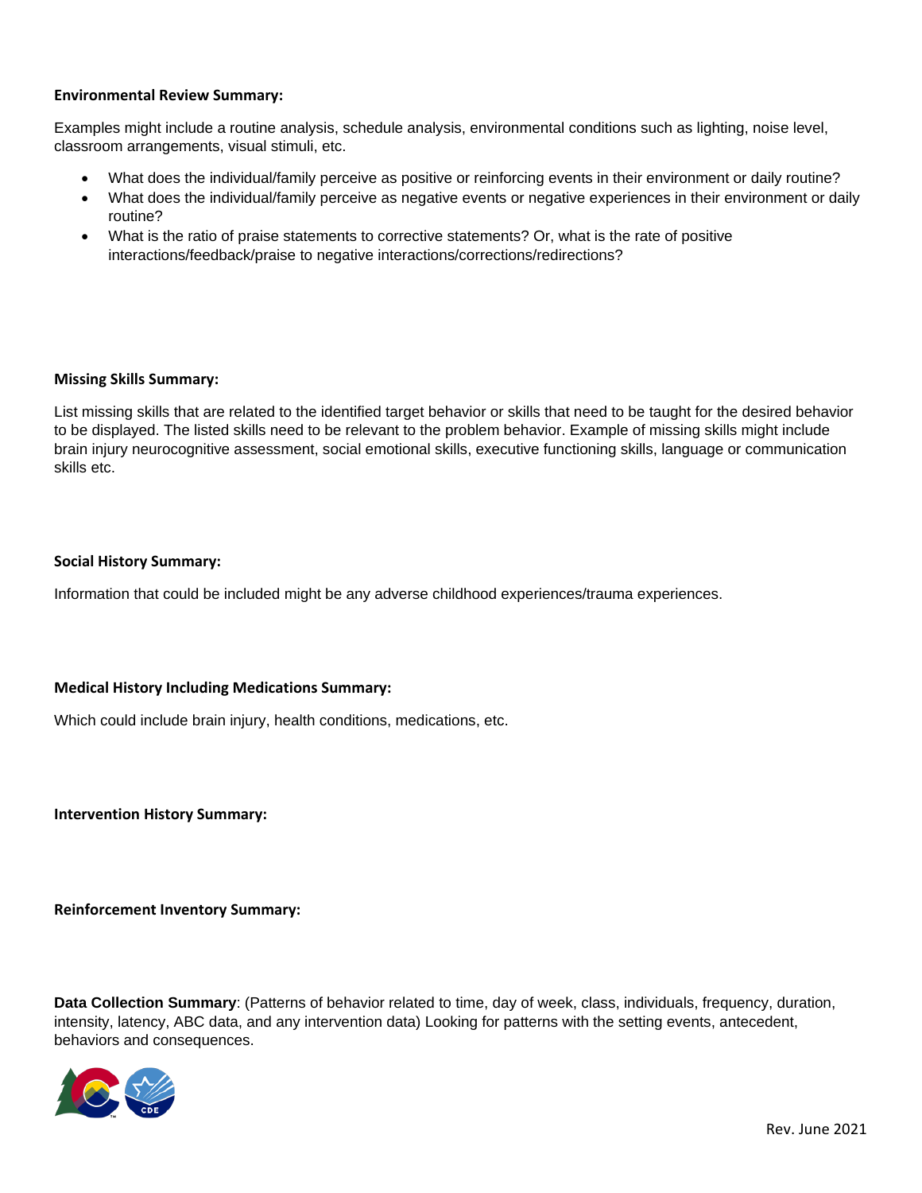**Environmental Review Summary:**

Examples might include a routine analysis, schedule analysis, environmental conditions such as lighting, noise level, classroom arrangements, visual stimuli, etc.

- What does the individual/family perceive as positive or reinforcing events in their environment or daily routine?
- What does the individual/family perceive as negative events or negative experiences in their environment or daily routine?
- What is the ratio of praise statements to corrective statements? Or, what is the rate of positive interactions/feedback/praise to negative interactions/corrections/redirections?

**Missing Skills Summary:**

List missing skills that are related to the identified target behavior or skills that need to be taught for the desired behavior to be displayed. The listed skills need to be relevant to the problem behavior. Example of missing skills might include brain injury neurocognitive assessment, social emotional skills, executive functioning skills, language or communication skills etc.

**Social History Summary:**

Information that could be included might be any adverse childhood experiences/trauma experiences.

**Medical History Including Medications Summary:**

Which could include brain injury, health conditions, medications, etc.

**Intervention History Summary:**

**Reinforcement Inventory Summary:**

**Data Collection Summary**: (Patterns of behavior related to time, day of week, class, individuals, frequency, duration, intensity, latency, ABC data, and any intervention data) Looking for patterns with the setting events, antecedent, behaviors and consequences.

Rev. June 2021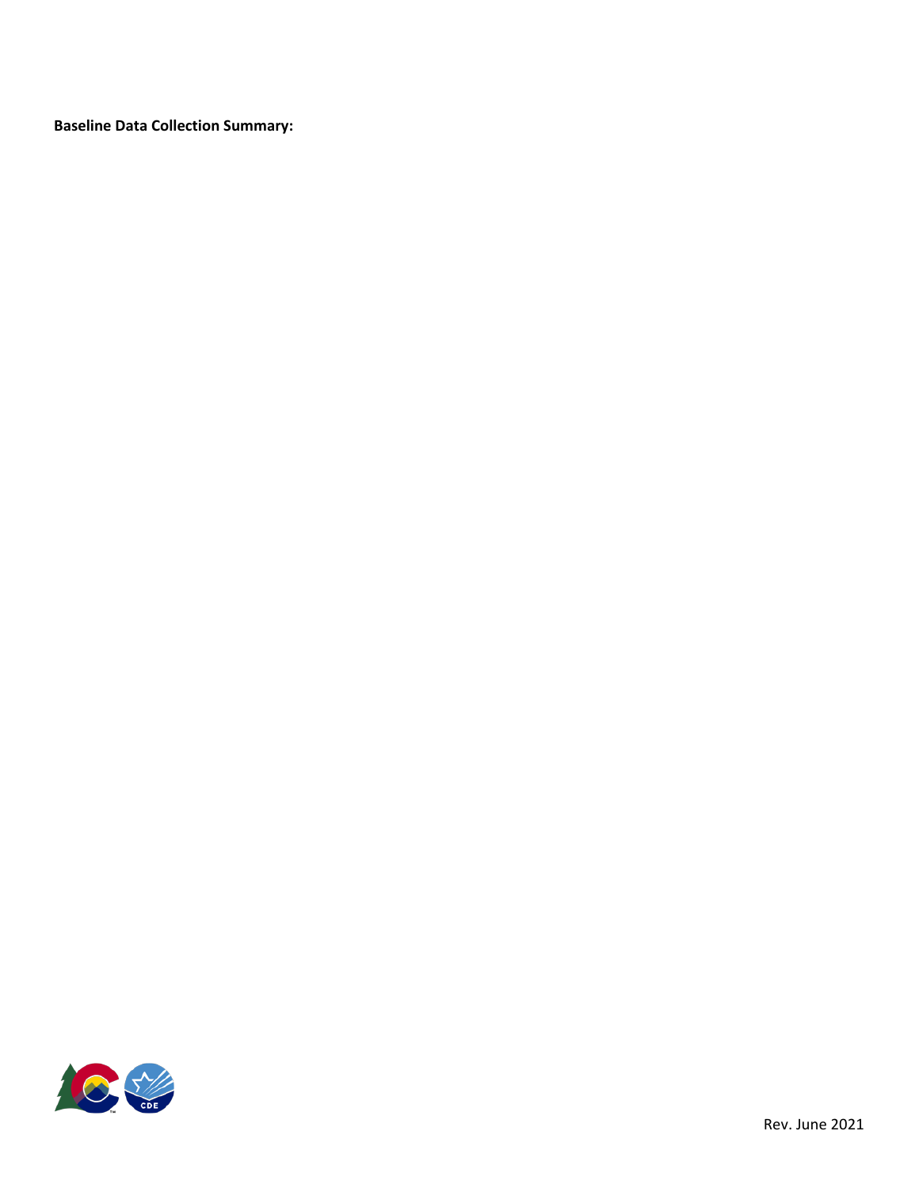**Baseline Data Collection Summary:**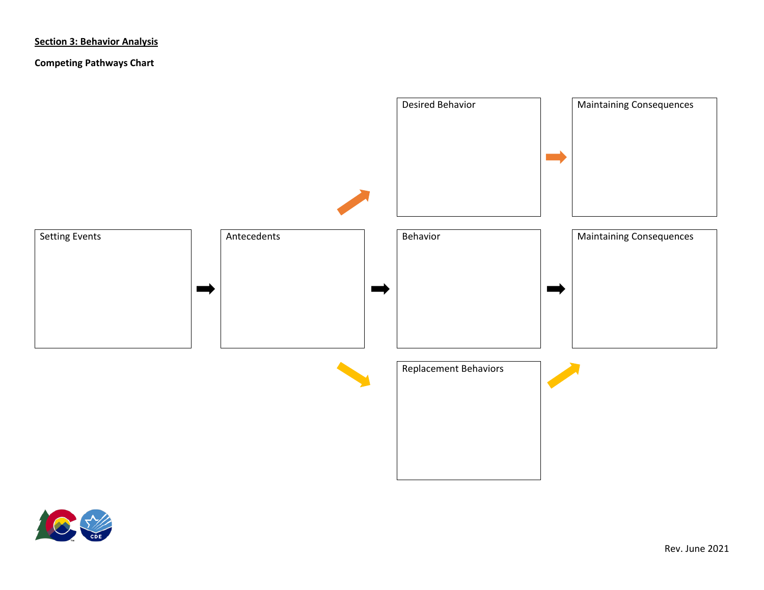**Section 3: Behavior Analysis**

**Competing Pathways Chart**

Desired Behavior

Maintaining Consequences

Setting Events

Antecedents

Behavior

Maintaining Consequences

Replacement Behaviors

Rev. June 2021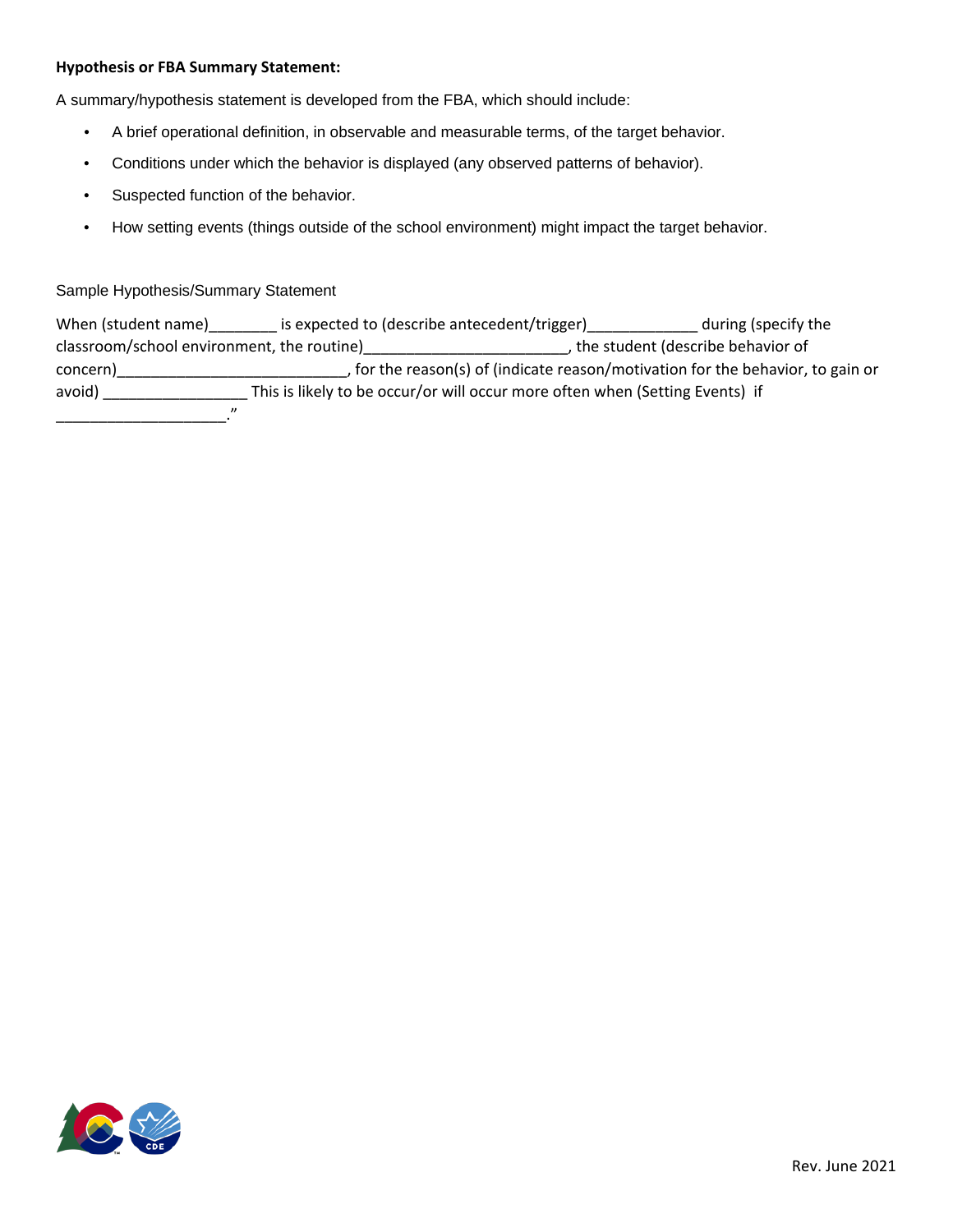**Hypothesis or FBA Summary Statement:**

A summary/hypothesis statement is developed from the FBA, which should include:

- A brief operational definition, in observable and measurable terms, of the target behavior.
- Conditions under which the behavior is displayed (any observed patterns of behavior).
- Suspected function of the behavior.
- How setting events (things outside of the school environment) might impact the target behavior.

Sample Hypothesis/Summary Statement

When (student name)________ is expected to (describe antecedent/trigger)_____________ during (specify the classroom/school environment, the routine)________________________, the student (describe behavior of concern)___________________________, for the reason(s) of (indicate reason/motivation for the behavior, to gain or avoid) _________________ This is likely to be occur/or will occur more often when (Setting Events) if ____________________."

Rev. June 2021